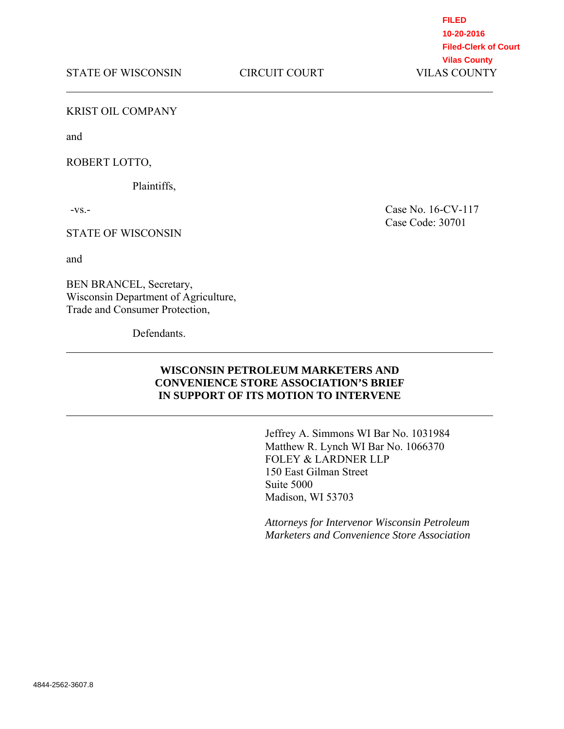FILED
10-20-2016
Filed-Clerk of Court
Vilas County

STATE OF WISCONSIN    CIRCUIT COURT    VILAS COUNTY

---

KRIST OIL COMPANY

and

ROBERT LOTTO,

Plaintiffs,

-vs-    Case No. 16-CV-117
Case Code: 30701

STATE OF WISCONSIN

and

BEN BRANCEL, Secretary,
Wisconsin Department of Agriculture,
Trade and Consumer Protection,

Defendants.

---

**WISCONSIN PETROLEUM MARKETERS AND CONVENIENCE STORE ASSOCIATION'S BRIEF IN SUPPORT OF ITS MOTION TO INTERVENE**

---

Jeffrey A. Simmons WI Bar No. 1031984
Matthew R. Lynch WI Bar No. 1066370
FOLEY & LARDNER LLP
150 East Gilman Street
Suite 5000
Madison, WI 53703

*Attorneys for Intervenor Wisconsin Petroleum Marketers and Convenience Store Association*

4844-2562-3607.8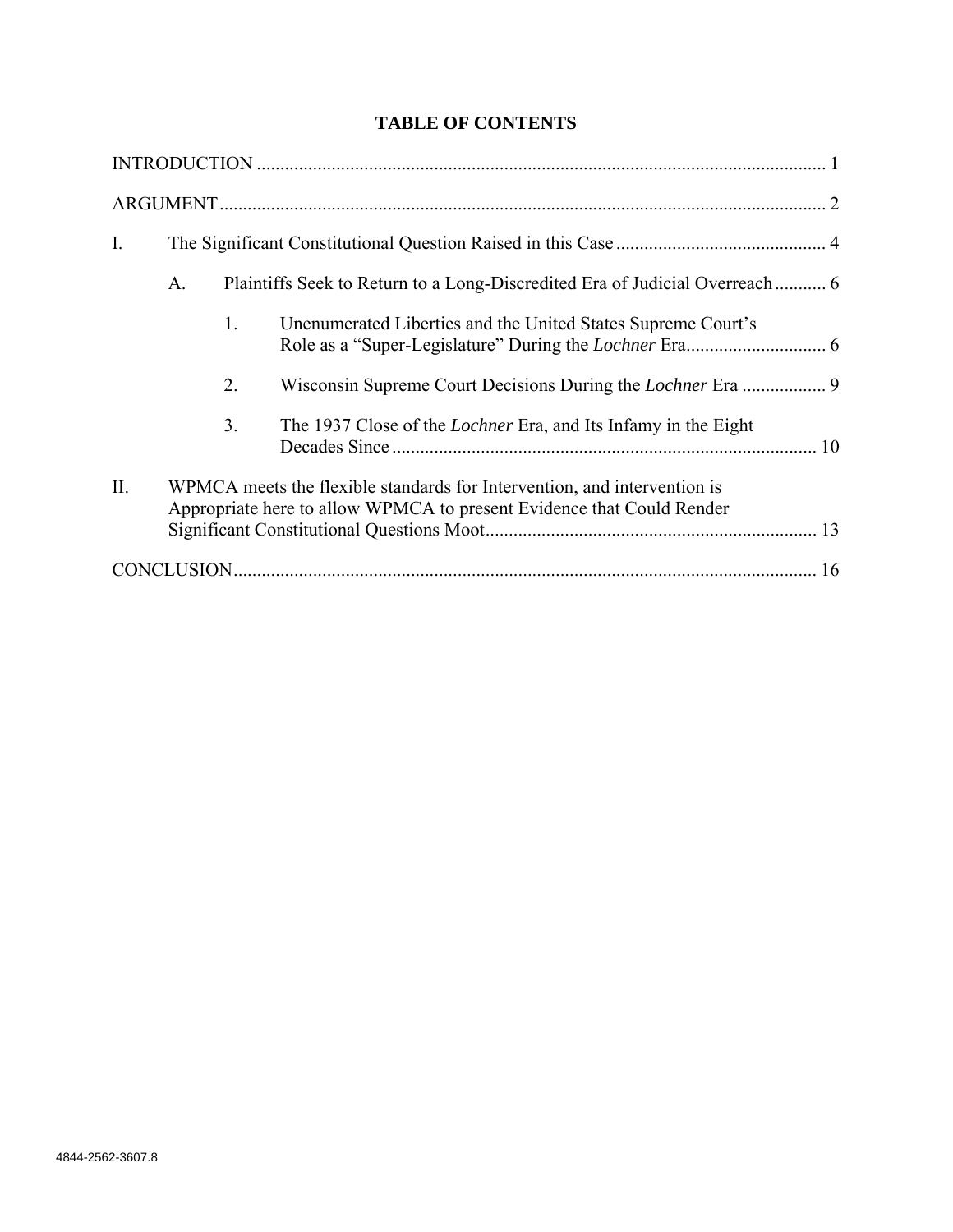## TABLE OF CONTENTS

INTRODUCTION .......................................................................................................................... 1

ARGUMENT ................................................................................................................................. 2

I. The Significant Constitutional Question Raised in this Case ............................................. 4

  A. Plaintiffs Seek to Return to a Long-Discredited Era of Judicial Overreach ........... 6

    1. Unenumerated Liberties and the United States Supreme Court's Role as a "Super-Legislature" During the *Lochner* Era .............................. 6

    2. Wisconsin Supreme Court Decisions During the *Lochner* Era .................. 9

    3. The 1937 Close of the *Lochner* Era, and Its Infamy in the Eight Decades Since ........................................................................................... 10

II. WPMCA meets the flexible standards for Intervention, and intervention is Appropriate here to allow WPMCA to present Evidence that Could Render Significant Constitutional Questions Moot ....................................................................... 13

CONCLUSION ............................................................................................................................. 16

4844-2562-3607.8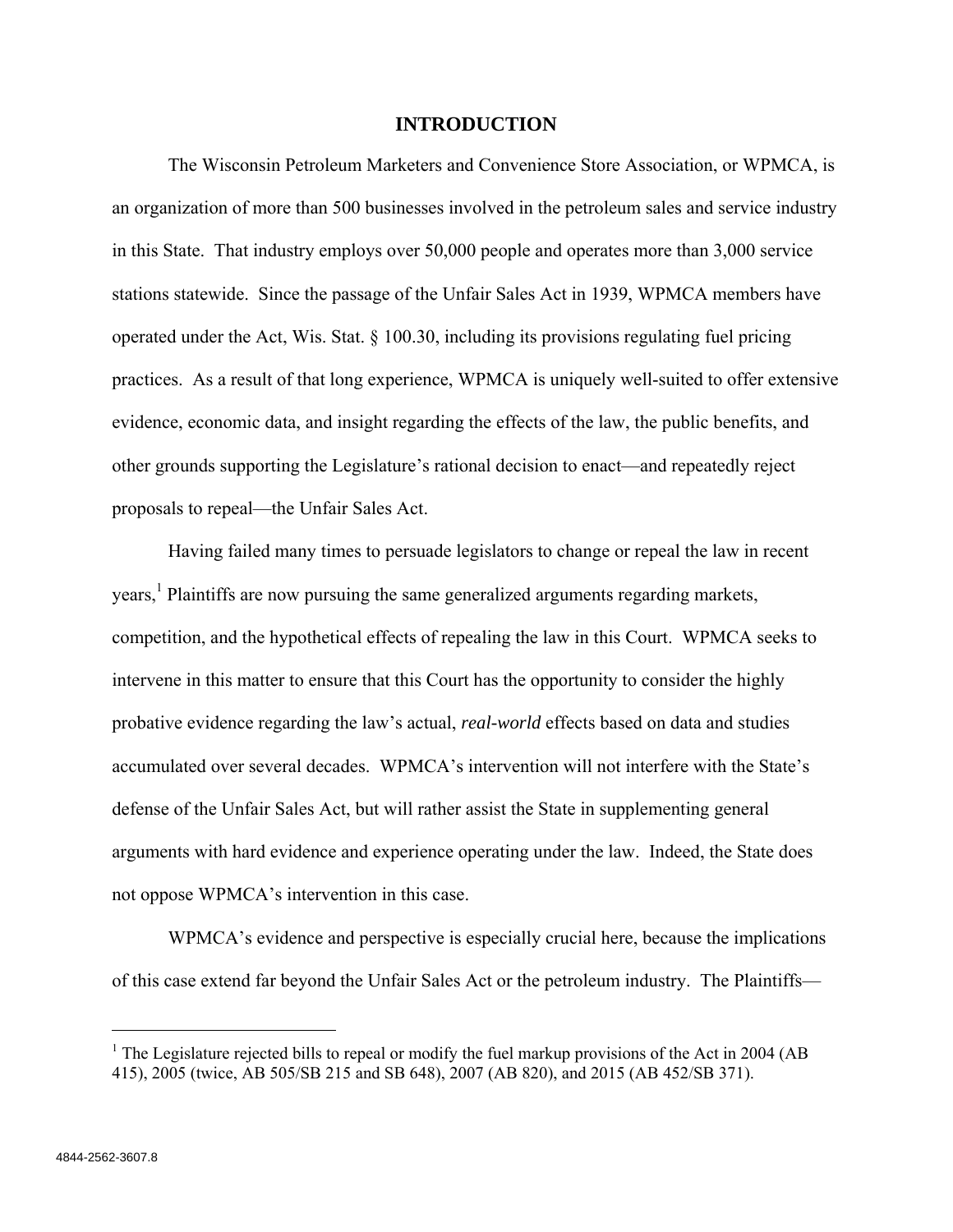## INTRODUCTION

The Wisconsin Petroleum Marketers and Convenience Store Association, or WPMCA, is an organization of more than 500 businesses involved in the petroleum sales and service industry in this State. That industry employs over 50,000 people and operates more than 3,000 service stations statewide. Since the passage of the Unfair Sales Act in 1939, WPMCA members have operated under the Act, Wis. Stat. § 100.30, including its provisions regulating fuel pricing practices. As a result of that long experience, WPMCA is uniquely well-suited to offer extensive evidence, economic data, and insight regarding the effects of the law, the public benefits, and other grounds supporting the Legislature's rational decision to enact—and repeatedly reject proposals to repeal—the Unfair Sales Act.

Having failed many times to persuade legislators to change or repeal the law in recent years,[1] Plaintiffs are now pursuing the same generalized arguments regarding markets, competition, and the hypothetical effects of repealing the law in this Court. WPMCA seeks to intervene in this matter to ensure that this Court has the opportunity to consider the highly probative evidence regarding the law's actual, *real-world* effects based on data and studies accumulated over several decades. WPMCA's intervention will not interfere with the State's defense of the Unfair Sales Act, but will rather assist the State in supplementing general arguments with hard evidence and experience operating under the law. Indeed, the State does not oppose WPMCA's intervention in this case.

WPMCA's evidence and perspective is especially crucial here, because the implications of this case extend far beyond the Unfair Sales Act or the petroleum industry. The Plaintiffs—

[1] The Legislature rejected bills to repeal or modify the fuel markup provisions of the Act in 2004 (AB 415), 2005 (twice, AB 505/SB 215 and SB 648), 2007 (AB 820), and 2015 (AB 452/SB 371).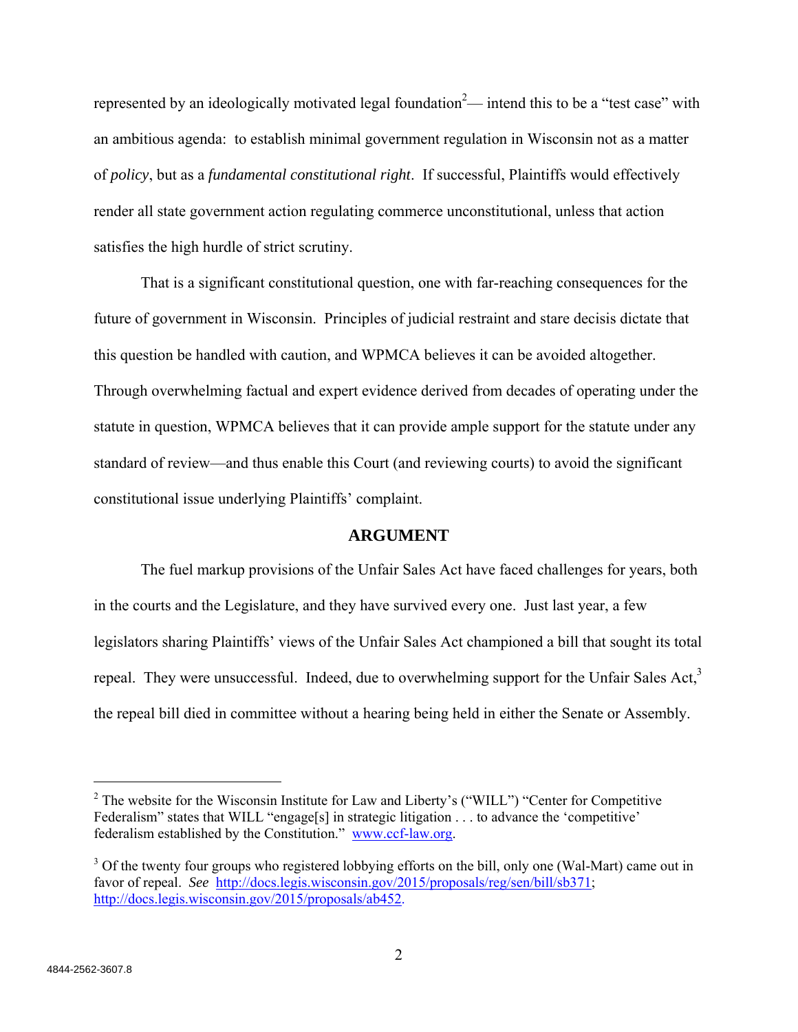represented by an ideologically motivated legal foundation[2]— intend this to be a "test case" with an ambitious agenda: to establish minimal government regulation in Wisconsin not as a matter of *policy*, but as a *fundamental constitutional right*. If successful, Plaintiffs would effectively render all state government action regulating commerce unconstitutional, unless that action satisfies the high hurdle of strict scrutiny.

That is a significant constitutional question, one with far-reaching consequences for the future of government in Wisconsin. Principles of judicial restraint and stare decisis dictate that this question be handled with caution, and WPMCA believes it can be avoided altogether. Through overwhelming factual and expert evidence derived from decades of operating under the statute in question, WPMCA believes that it can provide ample support for the statute under any standard of review—and thus enable this Court (and reviewing courts) to avoid the significant constitutional issue underlying Plaintiffs' complaint.

## ARGUMENT

The fuel markup provisions of the Unfair Sales Act have faced challenges for years, both in the courts and the Legislature, and they have survived every one. Just last year, a few legislators sharing Plaintiffs' views of the Unfair Sales Act championed a bill that sought its total repeal. They were unsuccessful. Indeed, due to overwhelming support for the Unfair Sales Act,[3] the repeal bill died in committee without a hearing being held in either the Senate or Assembly.

---

[2] The website for the Wisconsin Institute for Law and Liberty's ("WILL") "Center for Competitive Federalism" states that WILL "engage[s] in strategic litigation . . . to advance the 'competitive' federalism established by the Constitution." www.ccf-law.org.

[3] Of the twenty four groups who registered lobbying efforts on the bill, only one (Wal-Mart) came out in favor of repeal. *See* http://docs.legis.wisconsin.gov/2015/proposals/reg/sen/bill/sb371; http://docs.legis.wisconsin.gov/2015/proposals/ab452.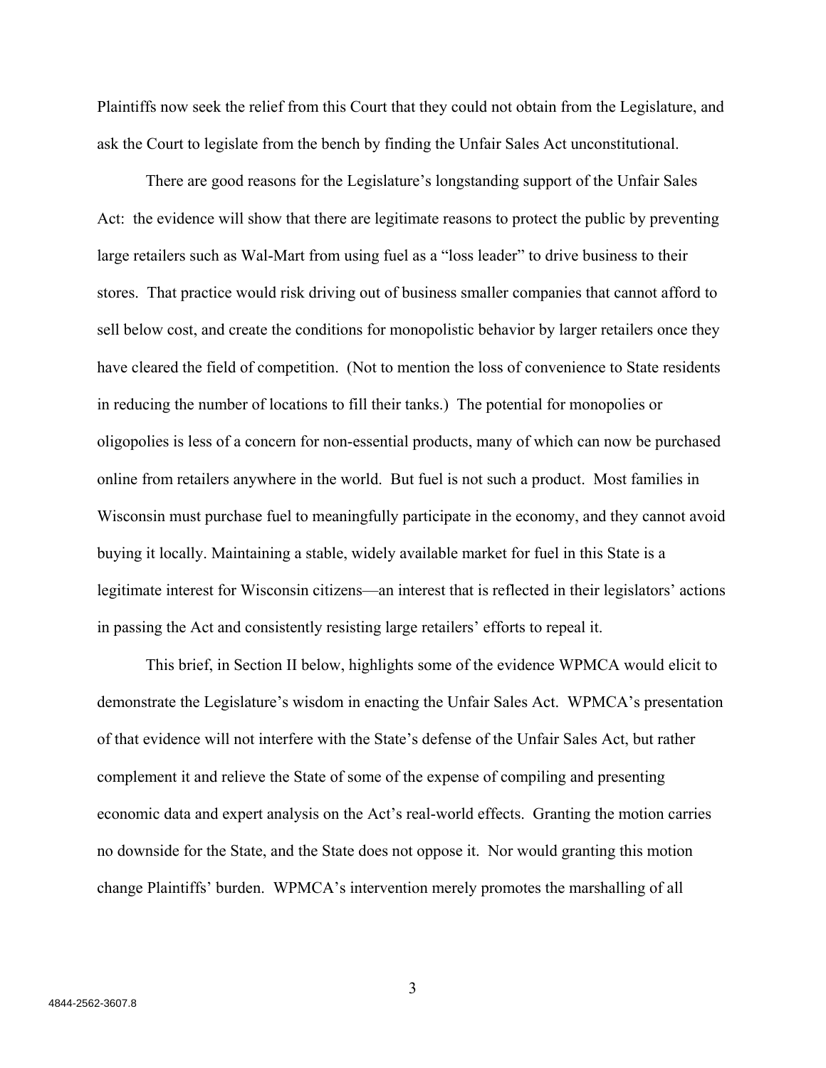Plaintiffs now seek the relief from this Court that they could not obtain from the Legislature, and ask the Court to legislate from the bench by finding the Unfair Sales Act unconstitutional.

There are good reasons for the Legislature's longstanding support of the Unfair Sales Act: the evidence will show that there are legitimate reasons to protect the public by preventing large retailers such as Wal-Mart from using fuel as a "loss leader" to drive business to their stores. That practice would risk driving out of business smaller companies that cannot afford to sell below cost, and create the conditions for monopolistic behavior by larger retailers once they have cleared the field of competition. (Not to mention the loss of convenience to State residents in reducing the number of locations to fill their tanks.) The potential for monopolies or oligopolies is less of a concern for non-essential products, many of which can now be purchased online from retailers anywhere in the world. But fuel is not such a product. Most families in Wisconsin must purchase fuel to meaningfully participate in the economy, and they cannot avoid buying it locally. Maintaining a stable, widely available market for fuel in this State is a legitimate interest for Wisconsin citizens—an interest that is reflected in their legislators' actions in passing the Act and consistently resisting large retailers' efforts to repeal it.

This brief, in Section II below, highlights some of the evidence WPMCA would elicit to demonstrate the Legislature's wisdom in enacting the Unfair Sales Act. WPMCA's presentation of that evidence will not interfere with the State's defense of the Unfair Sales Act, but rather complement it and relieve the State of some of the expense of compiling and presenting economic data and expert analysis on the Act's real-world effects. Granting the motion carries no downside for the State, and the State does not oppose it. Nor would granting this motion change Plaintiffs' burden. WPMCA's intervention merely promotes the marshalling of all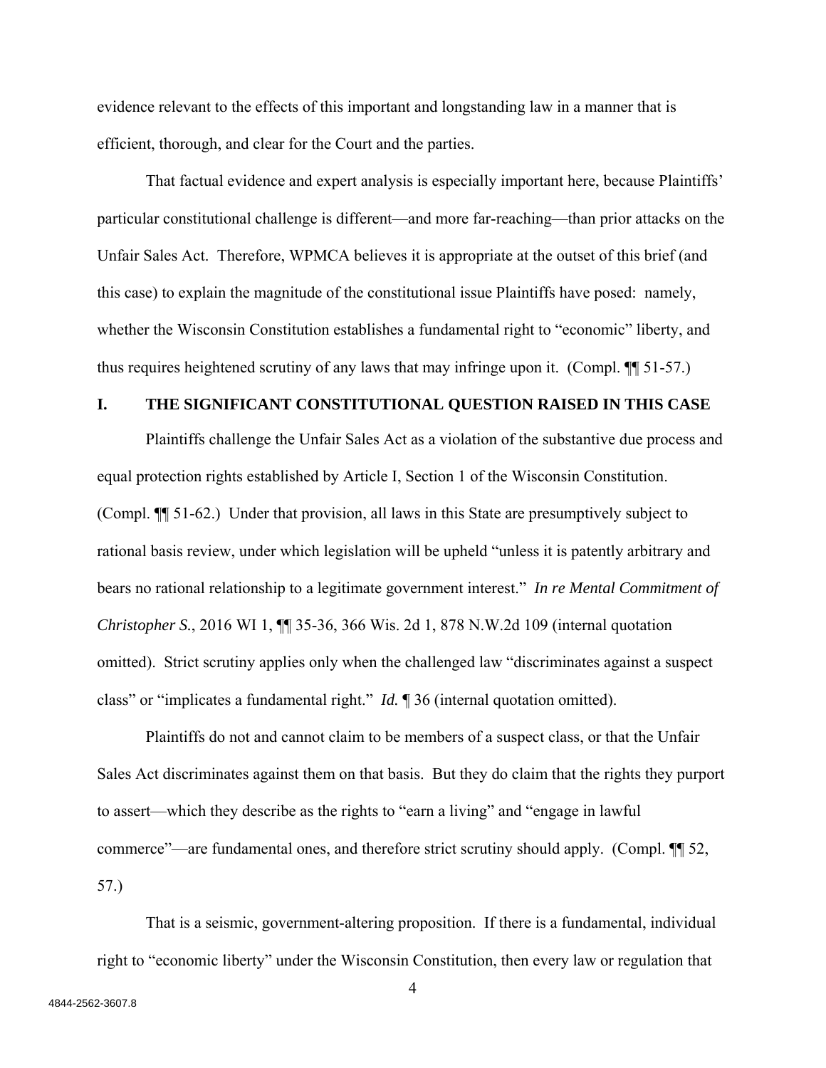evidence relevant to the effects of this important and longstanding law in a manner that is efficient, thorough, and clear for the Court and the parties.

That factual evidence and expert analysis is especially important here, because Plaintiffs' particular constitutional challenge is different—and more far-reaching—than prior attacks on the Unfair Sales Act. Therefore, WPMCA believes it is appropriate at the outset of this brief (and this case) to explain the magnitude of the constitutional issue Plaintiffs have posed: namely, whether the Wisconsin Constitution establishes a fundamental right to "economic" liberty, and thus requires heightened scrutiny of any laws that may infringe upon it. (Compl. ¶¶ 51-57.)

## I. THE SIGNIFICANT CONSTITUTIONAL QUESTION RAISED IN THIS CASE

Plaintiffs challenge the Unfair Sales Act as a violation of the substantive due process and equal protection rights established by Article I, Section 1 of the Wisconsin Constitution. (Compl. ¶¶ 51-62.) Under that provision, all laws in this State are presumptively subject to rational basis review, under which legislation will be upheld "unless it is patently arbitrary and bears no rational relationship to a legitimate government interest." *In re Mental Commitment of Christopher S.*, 2016 WI 1, ¶¶ 35-36, 366 Wis. 2d 1, 878 N.W.2d 109 (internal quotation omitted). Strict scrutiny applies only when the challenged law "discriminates against a suspect class" or "implicates a fundamental right." *Id.* ¶ 36 (internal quotation omitted).

Plaintiffs do not and cannot claim to be members of a suspect class, or that the Unfair Sales Act discriminates against them on that basis. But they do claim that the rights they purport to assert—which they describe as the rights to "earn a living" and "engage in lawful commerce"—are fundamental ones, and therefore strict scrutiny should apply. (Compl. ¶¶ 52, 57.)

That is a seismic, government-altering proposition. If there is a fundamental, individual right to "economic liberty" under the Wisconsin Constitution, then every law or regulation that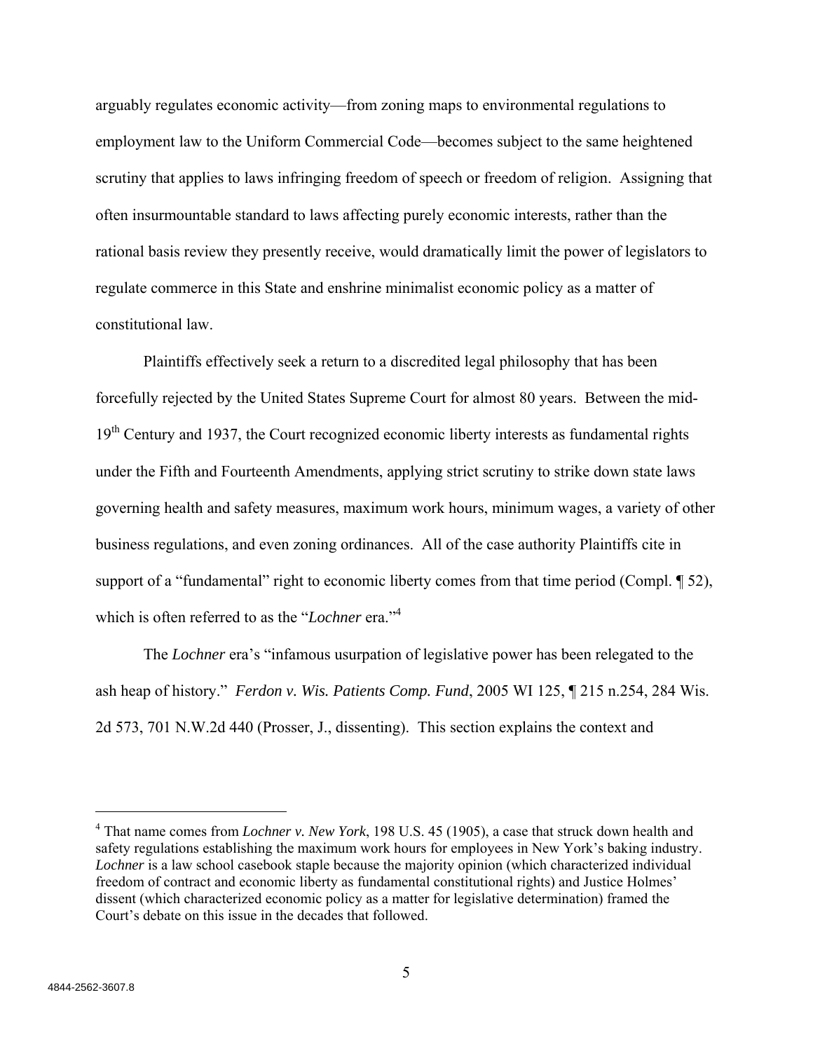arguably regulates economic activity—from zoning maps to environmental regulations to employment law to the Uniform Commercial Code—becomes subject to the same heightened scrutiny that applies to laws infringing freedom of speech or freedom of religion. Assigning that often insurmountable standard to laws affecting purely economic interests, rather than the rational basis review they presently receive, would dramatically limit the power of legislators to regulate commerce in this State and enshrine minimalist economic policy as a matter of constitutional law.

Plaintiffs effectively seek a return to a discredited legal philosophy that has been forcefully rejected by the United States Supreme Court for almost 80 years. Between the mid-19th Century and 1937, the Court recognized economic liberty interests as fundamental rights under the Fifth and Fourteenth Amendments, applying strict scrutiny to strike down state laws governing health and safety measures, maximum work hours, minimum wages, a variety of other business regulations, and even zoning ordinances. All of the case authority Plaintiffs cite in support of a "fundamental" right to economic liberty comes from that time period (Compl. ¶ 52), which is often referred to as the "*Lochner* era."[4]

The *Lochner* era's "infamous usurpation of legislative power has been relegated to the ash heap of history." *Ferdon v. Wis. Patients Comp. Fund*, 2005 WI 125, ¶ 215 n.254, 284 Wis. 2d 573, 701 N.W.2d 440 (Prosser, J., dissenting). This section explains the context and

---

[4] That name comes from *Lochner v. New York*, 198 U.S. 45 (1905), a case that struck down health and safety regulations establishing the maximum work hours for employees in New York's baking industry. *Lochner* is a law school casebook staple because the majority opinion (which characterized individual freedom of contract and economic liberty as fundamental constitutional rights) and Justice Holmes' dissent (which characterized economic policy as a matter for legislative determination) framed the Court's debate on this issue in the decades that followed.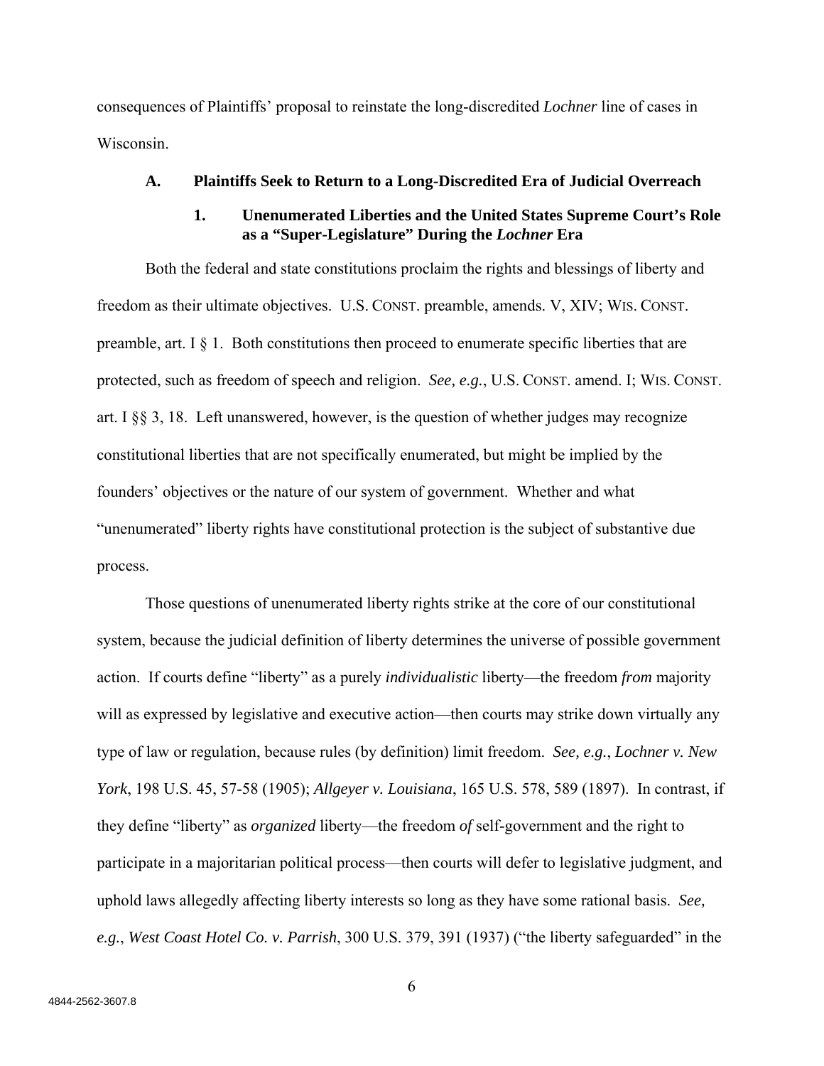consequences of Plaintiffs' proposal to reinstate the long-discredited *Lochner* line of cases in Wisconsin.

### A. Plaintiffs Seek to Return to a Long-Discredited Era of Judicial Overreach

#### 1. Unenumerated Liberties and the United States Supreme Court's Role as a "Super-Legislature" During the *Lochner* Era

Both the federal and state constitutions proclaim the rights and blessings of liberty and freedom as their ultimate objectives. U.S. CONST. preamble, amends. V, XIV; WIS. CONST. preamble, art. I § 1. Both constitutions then proceed to enumerate specific liberties that are protected, such as freedom of speech and religion. *See, e.g.*, U.S. CONST. amend. I; WIS. CONST. art. I §§ 3, 18. Left unanswered, however, is the question of whether judges may recognize constitutional liberties that are not specifically enumerated, but might be implied by the founders' objectives or the nature of our system of government. Whether and what "unenumerated" liberty rights have constitutional protection is the subject of substantive due process.

Those questions of unenumerated liberty rights strike at the core of our constitutional system, because the judicial definition of liberty determines the universe of possible government action. If courts define "liberty" as a purely *individualistic* liberty—the freedom *from* majority will as expressed by legislative and executive action—then courts may strike down virtually any type of law or regulation, because rules (by definition) limit freedom. *See, e.g.*, *Lochner v. New York*, 198 U.S. 45, 57-58 (1905); *Allgeyer v. Louisiana*, 165 U.S. 578, 589 (1897). In contrast, if they define "liberty" as *organized* liberty—the freedom *of* self-government and the right to participate in a majoritarian political process—then courts will defer to legislative judgment, and uphold laws allegedly affecting liberty interests so long as they have some rational basis. *See, e.g.*, *West Coast Hotel Co. v. Parrish*, 300 U.S. 379, 391 (1937) ("the liberty safeguarded" in the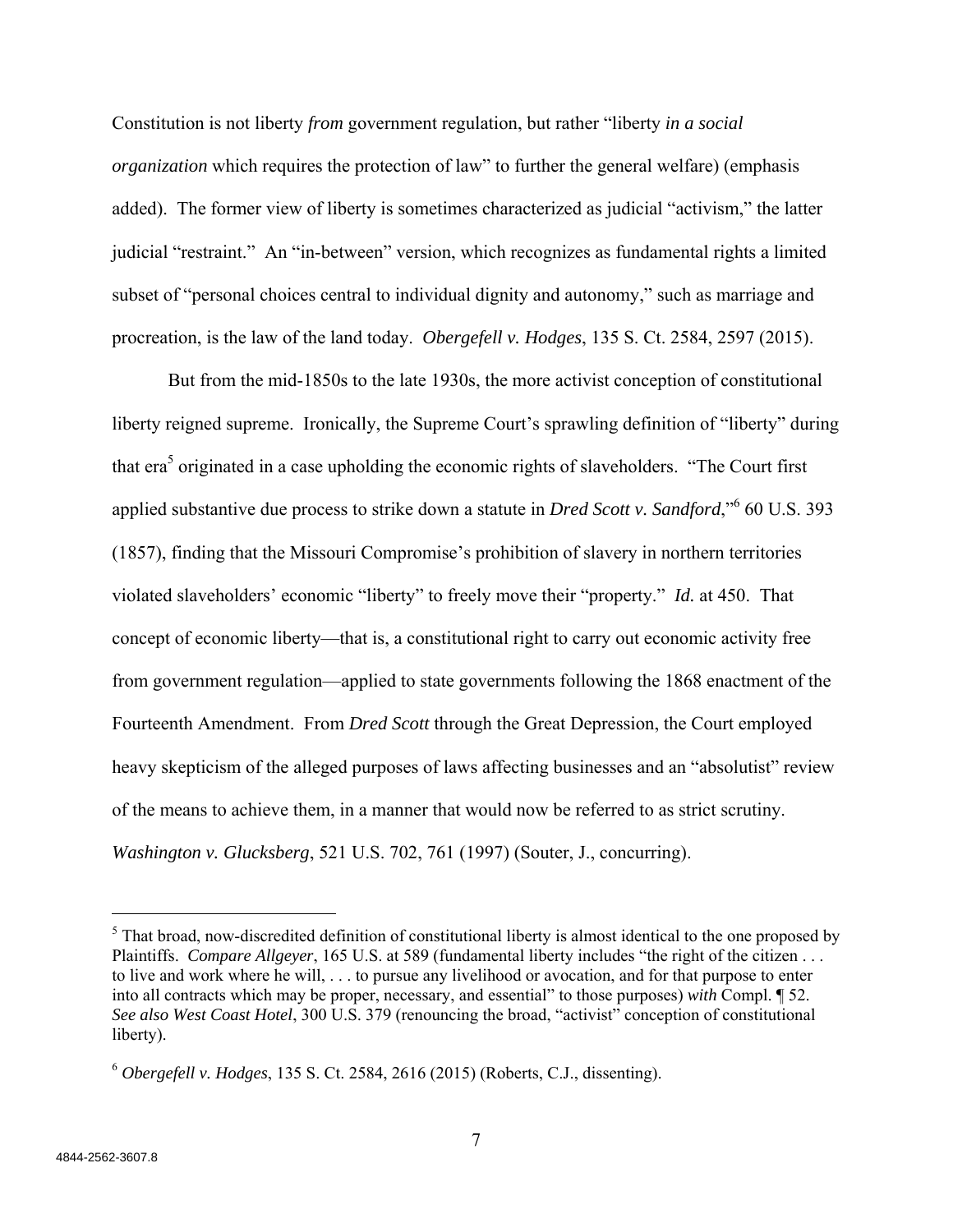Constitution is not liberty *from* government regulation, but rather "liberty *in a social organization* which requires the protection of law" to further the general welfare) (emphasis added). The former view of liberty is sometimes characterized as judicial "activism," the latter judicial "restraint." An "in-between" version, which recognizes as fundamental rights a limited subset of "personal choices central to individual dignity and autonomy," such as marriage and procreation, is the law of the land today. *Obergefell v. Hodges*, 135 S. Ct. 2584, 2597 (2015).

But from the mid-1850s to the late 1930s, the more activist conception of constitutional liberty reigned supreme. Ironically, the Supreme Court's sprawling definition of "liberty" during that era[5] originated in a case upholding the economic rights of slaveholders. "The Court first applied substantive due process to strike down a statute in *Dred Scott v. Sandford*,"[6] 60 U.S. 393 (1857), finding that the Missouri Compromise's prohibition of slavery in northern territories violated slaveholders' economic "liberty" to freely move their "property." *Id.* at 450. That concept of economic liberty—that is, a constitutional right to carry out economic activity free from government regulation—applied to state governments following the 1868 enactment of the Fourteenth Amendment. From *Dred Scott* through the Great Depression, the Court employed heavy skepticism of the alleged purposes of laws affecting businesses and an "absolutist" review of the means to achieve them, in a manner that would now be referred to as strict scrutiny. *Washington v. Glucksberg*, 521 U.S. 702, 761 (1997) (Souter, J., concurring).

---

[5] That broad, now-discredited definition of constitutional liberty is almost identical to the one proposed by Plaintiffs. *Compare Allgeyer*, 165 U.S. at 589 (fundamental liberty includes "the right of the citizen . . . to live and work where he will, . . . to pursue any livelihood or avocation, and for that purpose to enter into all contracts which may be proper, necessary, and essential" to those purposes) *with* Compl. ¶ 52. *See also West Coast Hotel*, 300 U.S. 379 (renouncing the broad, "activist" conception of constitutional liberty).

[6] *Obergefell v. Hodges*, 135 S. Ct. 2584, 2616 (2015) (Roberts, C.J., dissenting).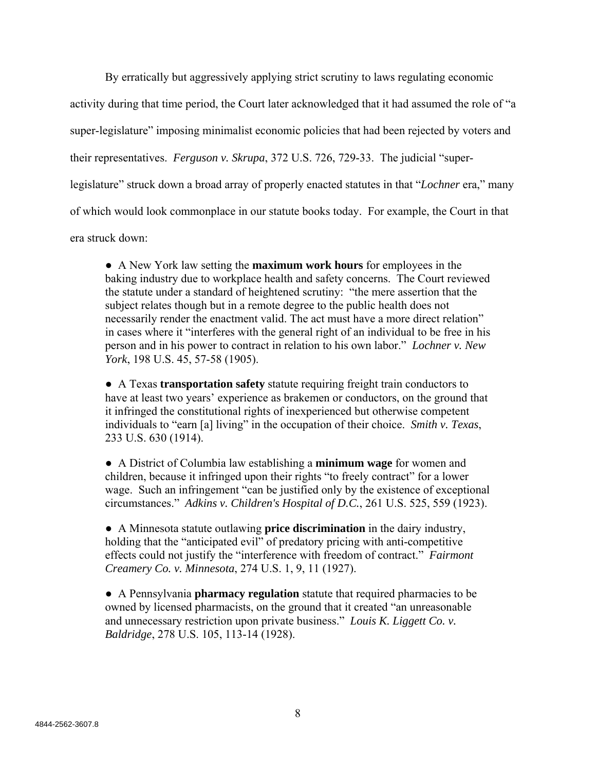By erratically but aggressively applying strict scrutiny to laws regulating economic activity during that time period, the Court later acknowledged that it had assumed the role of "a super-legislature" imposing minimalist economic policies that had been rejected by voters and their representatives. *Ferguson v. Skrupa*, 372 U.S. 726, 729-33. The judicial "super-legislature" struck down a broad array of properly enacted statutes in that "*Lochner* era," many of which would look commonplace in our statute books today. For example, the Court in that era struck down:

● A New York law setting the **maximum work hours** for employees in the baking industry due to workplace health and safety concerns. The Court reviewed the statute under a standard of heightened scrutiny: "the mere assertion that the subject relates though but in a remote degree to the public health does not necessarily render the enactment valid. The act must have a more direct relation" in cases where it "interferes with the general right of an individual to be free in his person and in his power to contract in relation to his own labor." *Lochner v. New York*, 198 U.S. 45, 57-58 (1905).

● A Texas **transportation safety** statute requiring freight train conductors to have at least two years' experience as brakemen or conductors, on the ground that it infringed the constitutional rights of inexperienced but otherwise competent individuals to "earn [a] living" in the occupation of their choice. *Smith v. Texas*, 233 U.S. 630 (1914).

● A District of Columbia law establishing a **minimum wage** for women and children, because it infringed upon their rights "to freely contract" for a lower wage. Such an infringement "can be justified only by the existence of exceptional circumstances." *Adkins v. Children's Hospital of D.C.*, 261 U.S. 525, 559 (1923).

● A Minnesota statute outlawing **price discrimination** in the dairy industry, holding that the "anticipated evil" of predatory pricing with anti-competitive effects could not justify the "interference with freedom of contract." *Fairmont Creamery Co. v. Minnesota*, 274 U.S. 1, 9, 11 (1927).

● A Pennsylvania **pharmacy regulation** statute that required pharmacies to be owned by licensed pharmacists, on the ground that it created "an unreasonable and unnecessary restriction upon private business." *Louis K. Liggett Co. v. Baldridge*, 278 U.S. 105, 113-14 (1928).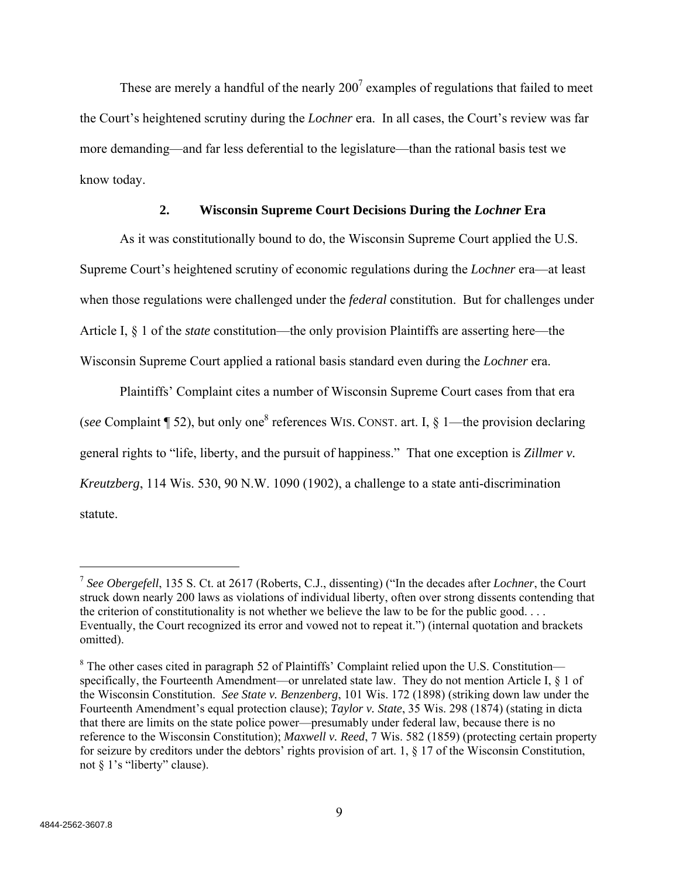These are merely a handful of the nearly 200[7] examples of regulations that failed to meet the Court's heightened scrutiny during the *Lochner* era. In all cases, the Court's review was far more demanding—and far less deferential to the legislature—than the rational basis test we know today.

### 2. Wisconsin Supreme Court Decisions During the *Lochner* Era

As it was constitutionally bound to do, the Wisconsin Supreme Court applied the U.S. Supreme Court's heightened scrutiny of economic regulations during the *Lochner* era—at least when those regulations were challenged under the *federal* constitution. But for challenges under Article I, § 1 of the *state* constitution—the only provision Plaintiffs are asserting here—the Wisconsin Supreme Court applied a rational basis standard even during the *Lochner* era.

Plaintiffs' Complaint cites a number of Wisconsin Supreme Court cases from that era (*see* Complaint ¶ 52), but only one[8] references WIS. CONST. art. I, § 1—the provision declaring general rights to "life, liberty, and the pursuit of happiness." That one exception is *Zillmer v. Kreutzberg*, 114 Wis. 530, 90 N.W. 1090 (1902), a challenge to a state anti-discrimination statute.

---

[7] *See Obergefell*, 135 S. Ct. at 2617 (Roberts, C.J., dissenting) ("In the decades after *Lochner*, the Court struck down nearly 200 laws as violations of individual liberty, often over strong dissents contending that the criterion of constitutionality is not whether we believe the law to be for the public good. . . . Eventually, the Court recognized its error and vowed not to repeat it.") (internal quotation and brackets omitted).

[8] The other cases cited in paragraph 52 of Plaintiffs' Complaint relied upon the U.S. Constitution—specifically, the Fourteenth Amendment—or unrelated state law. They do not mention Article I, § 1 of the Wisconsin Constitution. *See State v. Benzenberg*, 101 Wis. 172 (1898) (striking down law under the Fourteenth Amendment's equal protection clause); *Taylor v. State*, 35 Wis. 298 (1874) (stating in dicta that there are limits on the state police power—presumably under federal law, because there is no reference to the Wisconsin Constitution); *Maxwell v. Reed*, 7 Wis. 582 (1859) (protecting certain property for seizure by creditors under the debtors' rights provision of art. 1, § 17 of the Wisconsin Constitution, not § 1's "liberty" clause).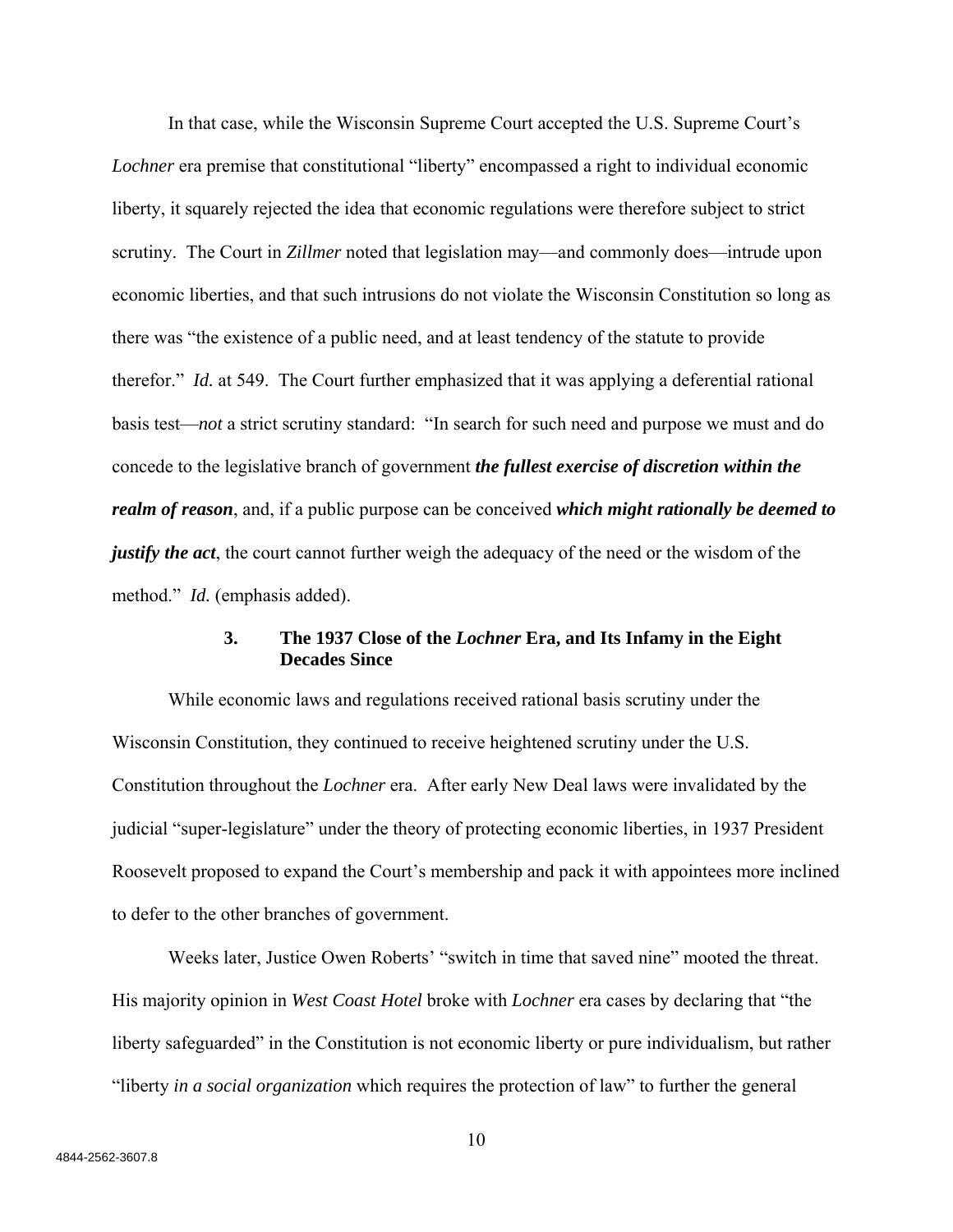In that case, while the Wisconsin Supreme Court accepted the U.S. Supreme Court's *Lochner* era premise that constitutional "liberty" encompassed a right to individual economic liberty, it squarely rejected the idea that economic regulations were therefore subject to strict scrutiny. The Court in *Zillmer* noted that legislation may—and commonly does—intrude upon economic liberties, and that such intrusions do not violate the Wisconsin Constitution so long as there was "the existence of a public need, and at least tendency of the statute to provide therefor." *Id.* at 549. The Court further emphasized that it was applying a deferential rational basis test—*not* a strict scrutiny standard: "In search for such need and purpose we must and do concede to the legislative branch of government ***the fullest exercise of discretion within the realm of reason***, and, if a public purpose can be conceived ***which might rationally be deemed to justify the act***, the court cannot further weigh the adequacy of the need or the wisdom of the method." *Id.* (emphasis added).

### 3. The 1937 Close of the *Lochner* Era, and Its Infamy in the Eight Decades Since

While economic laws and regulations received rational basis scrutiny under the Wisconsin Constitution, they continued to receive heightened scrutiny under the U.S. Constitution throughout the *Lochner* era. After early New Deal laws were invalidated by the judicial "super-legislature" under the theory of protecting economic liberties, in 1937 President Roosevelt proposed to expand the Court's membership and pack it with appointees more inclined to defer to the other branches of government.

Weeks later, Justice Owen Roberts' "switch in time that saved nine" mooted the threat. His majority opinion in *West Coast Hotel* broke with *Lochner* era cases by declaring that "the liberty safeguarded" in the Constitution is not economic liberty or pure individualism, but rather "liberty *in a social organization* which requires the protection of law" to further the general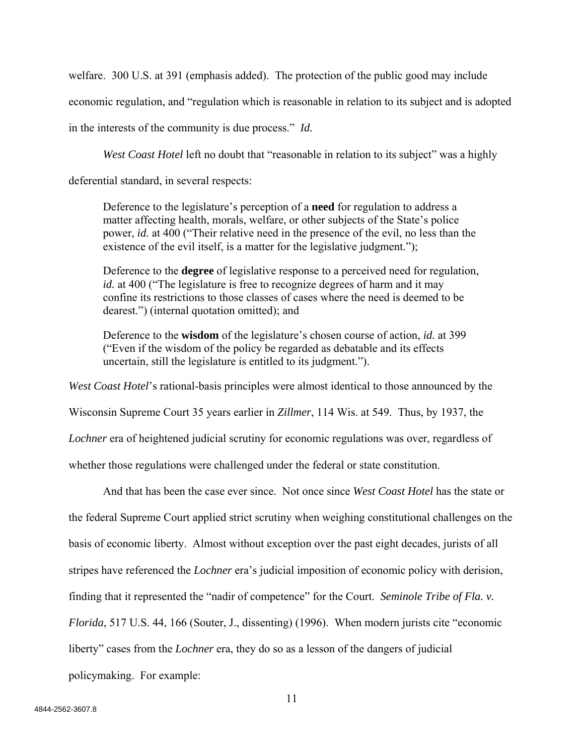welfare. 300 U.S. at 391 (emphasis added). The protection of the public good may include economic regulation, and "regulation which is reasonable in relation to its subject and is adopted in the interests of the community is due process." *Id.*

*West Coast Hotel* left no doubt that "reasonable in relation to its subject" was a highly deferential standard, in several respects:

> Deference to the legislature's perception of a **need** for regulation to address a matter affecting health, morals, welfare, or other subjects of the State's police power, *id.* at 400 ("Their relative need in the presence of the evil, no less than the existence of the evil itself, is a matter for the legislative judgment.");
>
> Deference to the **degree** of legislative response to a perceived need for regulation, *id.* at 400 ("The legislature is free to recognize degrees of harm and it may confine its restrictions to those classes of cases where the need is deemed to be dearest.") (internal quotation omitted); and
>
> Deference to the **wisdom** of the legislature's chosen course of action, *id.* at 399 ("Even if the wisdom of the policy be regarded as debatable and its effects uncertain, still the legislature is entitled to its judgment.").

*West Coast Hotel*'s rational-basis principles were almost identical to those announced by the Wisconsin Supreme Court 35 years earlier in *Zillmer*, 114 Wis. at 549. Thus, by 1937, the *Lochner* era of heightened judicial scrutiny for economic regulations was over, regardless of whether those regulations were challenged under the federal or state constitution.

And that has been the case ever since. Not once since *West Coast Hotel* has the state or the federal Supreme Court applied strict scrutiny when weighing constitutional challenges on the basis of economic liberty. Almost without exception over the past eight decades, jurists of all stripes have referenced the *Lochner* era's judicial imposition of economic policy with derision, finding that it represented the "nadir of competence" for the Court. *Seminole Tribe of Fla. v. Florida*, 517 U.S. 44, 166 (Souter, J., dissenting) (1996). When modern jurists cite "economic liberty" cases from the *Lochner* era, they do so as a lesson of the dangers of judicial policymaking. For example: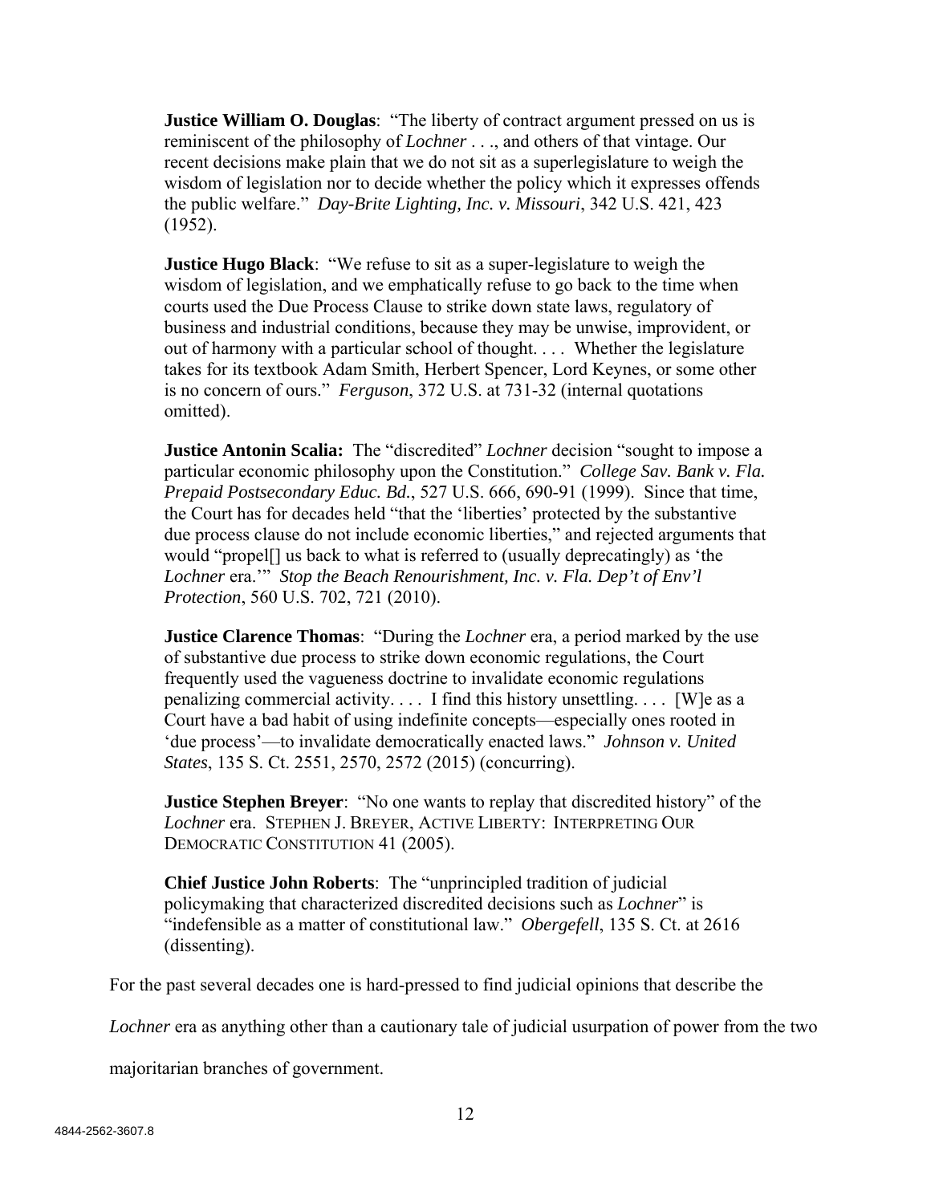**Justice William O. Douglas**: "The liberty of contract argument pressed on us is reminiscent of the philosophy of *Lochner* . . ., and others of that vintage. Our recent decisions make plain that we do not sit as a superlegislature to weigh the wisdom of legislation nor to decide whether the policy which it expresses offends the public welfare." *Day-Brite Lighting, Inc. v. Missouri*, 342 U.S. 421, 423 (1952).

**Justice Hugo Black**: "We refuse to sit as a super-legislature to weigh the wisdom of legislation, and we emphatically refuse to go back to the time when courts used the Due Process Clause to strike down state laws, regulatory of business and industrial conditions, because they may be unwise, improvident, or out of harmony with a particular school of thought. . . . Whether the legislature takes for its textbook Adam Smith, Herbert Spencer, Lord Keynes, or some other is no concern of ours." *Ferguson*, 372 U.S. at 731-32 (internal quotations omitted).

**Justice Antonin Scalia:** The "discredited" *Lochner* decision "sought to impose a particular economic philosophy upon the Constitution." *College Sav. Bank v. Fla. Prepaid Postsecondary Educ. Bd.*, 527 U.S. 666, 690-91 (1999). Since that time, the Court has for decades held "that the 'liberties' protected by the substantive due process clause do not include economic liberties," and rejected arguments that would "propel[] us back to what is referred to (usually deprecatingly) as 'the *Lochner* era.'" *Stop the Beach Renourishment, Inc. v. Fla. Dep't of Env'l Protection*, 560 U.S. 702, 721 (2010).

**Justice Clarence Thomas**: "During the *Lochner* era, a period marked by the use of substantive due process to strike down economic regulations, the Court frequently used the vagueness doctrine to invalidate economic regulations penalizing commercial activity. . . . I find this history unsettling. . . . [W]e as a Court have a bad habit of using indefinite concepts—especially ones rooted in 'due process'—to invalidate democratically enacted laws." *Johnson v. United States*, 135 S. Ct. 2551, 2570, 2572 (2015) (concurring).

**Justice Stephen Breyer**: "No one wants to replay that discredited history" of the *Lochner* era. STEPHEN J. BREYER, ACTIVE LIBERTY: INTERPRETING OUR DEMOCRATIC CONSTITUTION 41 (2005).

**Chief Justice John Roberts**: The "unprincipled tradition of judicial policymaking that characterized discredited decisions such as *Lochner*" is "indefensible as a matter of constitutional law." *Obergefell*, 135 S. Ct. at 2616 (dissenting).

For the past several decades one is hard-pressed to find judicial opinions that describe the *Lochner* era as anything other than a cautionary tale of judicial usurpation of power from the two majoritarian branches of government.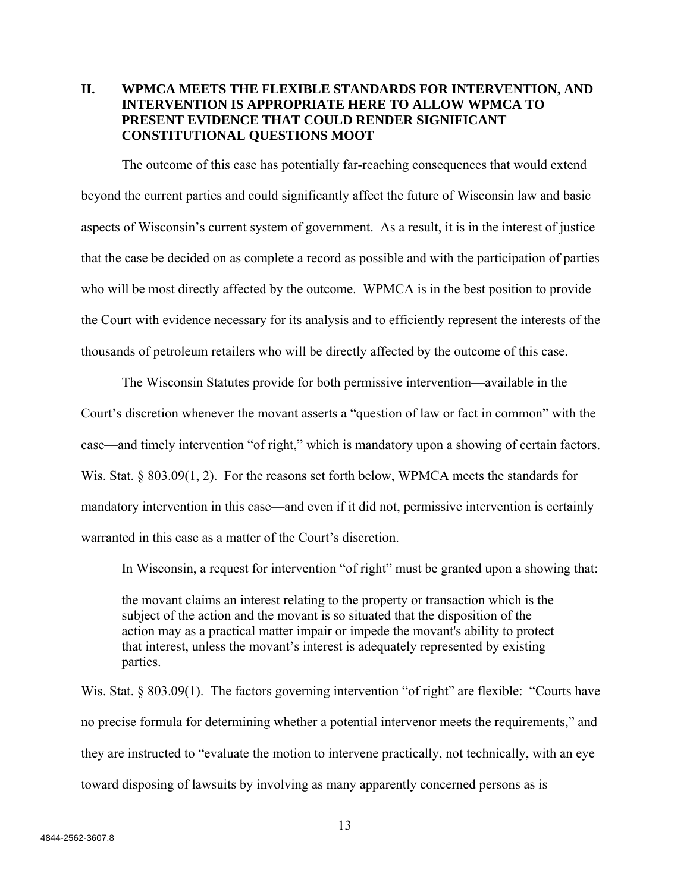## II. WPMCA MEETS THE FLEXIBLE STANDARDS FOR INTERVENTION, AND INTERVENTION IS APPROPRIATE HERE TO ALLOW WPMCA TO PRESENT EVIDENCE THAT COULD RENDER SIGNIFICANT CONSTITUTIONAL QUESTIONS MOOT

The outcome of this case has potentially far-reaching consequences that would extend beyond the current parties and could significantly affect the future of Wisconsin law and basic aspects of Wisconsin's current system of government. As a result, it is in the interest of justice that the case be decided on as complete a record as possible and with the participation of parties who will be most directly affected by the outcome. WPMCA is in the best position to provide the Court with evidence necessary for its analysis and to efficiently represent the interests of the thousands of petroleum retailers who will be directly affected by the outcome of this case.

The Wisconsin Statutes provide for both permissive intervention—available in the Court's discretion whenever the movant asserts a "question of law or fact in common" with the case—and timely intervention "of right," which is mandatory upon a showing of certain factors. Wis. Stat. § 803.09(1, 2). For the reasons set forth below, WPMCA meets the standards for mandatory intervention in this case—and even if it did not, permissive intervention is certainly warranted in this case as a matter of the Court's discretion.

In Wisconsin, a request for intervention "of right" must be granted upon a showing that:

> the movant claims an interest relating to the property or transaction which is the subject of the action and the movant is so situated that the disposition of the action may as a practical matter impair or impede the movant's ability to protect that interest, unless the movant's interest is adequately represented by existing parties.

Wis. Stat. § 803.09(1). The factors governing intervention "of right" are flexible: "Courts have no precise formula for determining whether a potential intervenor meets the requirements," and they are instructed to "evaluate the motion to intervene practically, not technically, with an eye toward disposing of lawsuits by involving as many apparently concerned persons as is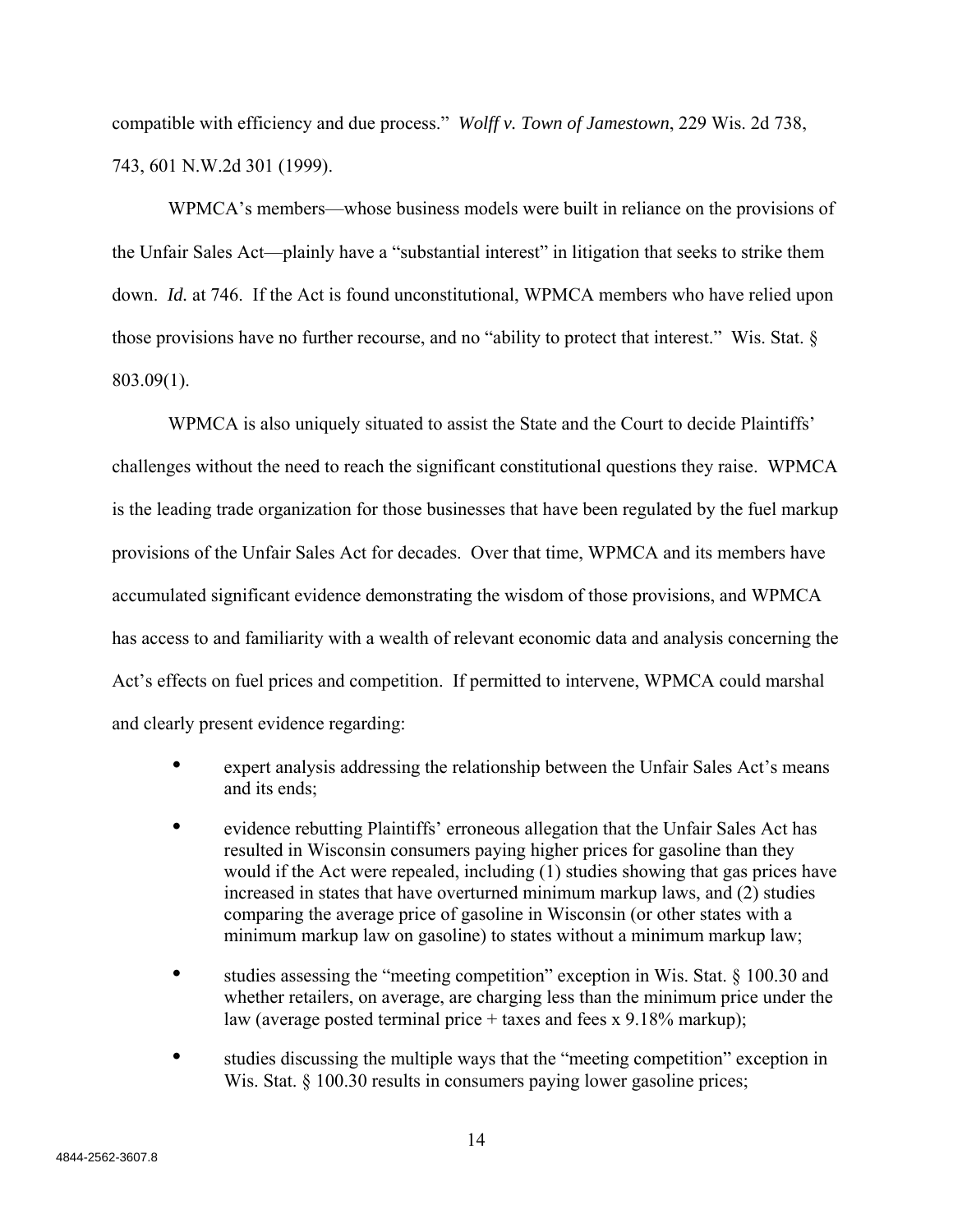compatible with efficiency and due process." *Wolff v. Town of Jamestown*, 229 Wis. 2d 738, 743, 601 N.W.2d 301 (1999).

WPMCA's members—whose business models were built in reliance on the provisions of the Unfair Sales Act—plainly have a "substantial interest" in litigation that seeks to strike them down. *Id.* at 746. If the Act is found unconstitutional, WPMCA members who have relied upon those provisions have no further recourse, and no "ability to protect that interest." Wis. Stat. § 803.09(1).

WPMCA is also uniquely situated to assist the State and the Court to decide Plaintiffs' challenges without the need to reach the significant constitutional questions they raise. WPMCA is the leading trade organization for those businesses that have been regulated by the fuel markup provisions of the Unfair Sales Act for decades. Over that time, WPMCA and its members have accumulated significant evidence demonstrating the wisdom of those provisions, and WPMCA has access to and familiarity with a wealth of relevant economic data and analysis concerning the Act's effects on fuel prices and competition. If permitted to intervene, WPMCA could marshal and clearly present evidence regarding:

- expert analysis addressing the relationship between the Unfair Sales Act's means and its ends;
- evidence rebutting Plaintiffs' erroneous allegation that the Unfair Sales Act has resulted in Wisconsin consumers paying higher prices for gasoline than they would if the Act were repealed, including (1) studies showing that gas prices have increased in states that have overturned minimum markup laws, and (2) studies comparing the average price of gasoline in Wisconsin (or other states with a minimum markup law on gasoline) to states without a minimum markup law;
- studies assessing the "meeting competition" exception in Wis. Stat. § 100.30 and whether retailers, on average, are charging less than the minimum price under the law (average posted terminal price + taxes and fees x 9.18% markup);
- studies discussing the multiple ways that the "meeting competition" exception in Wis. Stat. § 100.30 results in consumers paying lower gasoline prices;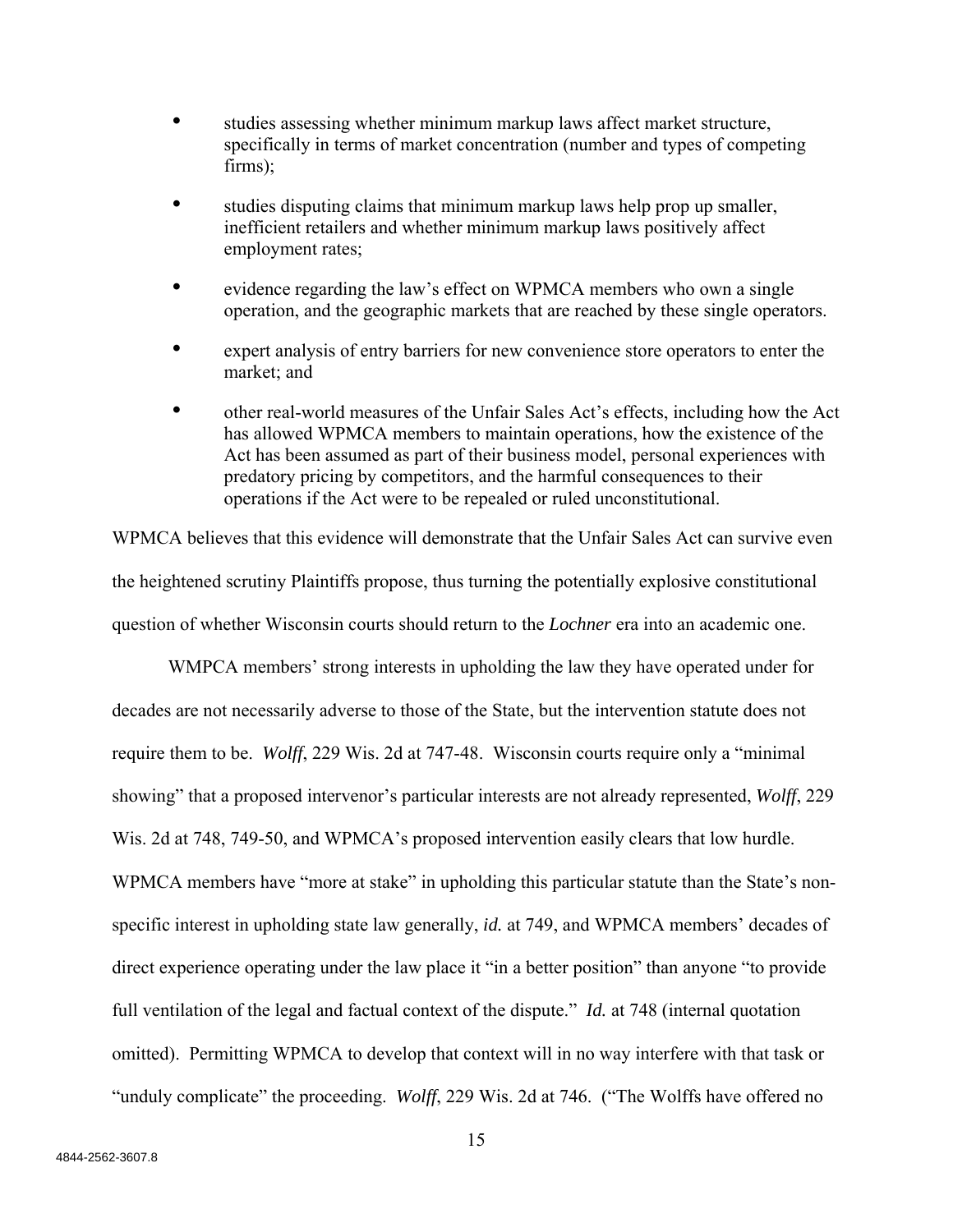- studies assessing whether minimum markup laws affect market structure, specifically in terms of market concentration (number and types of competing firms);
- studies disputing claims that minimum markup laws help prop up smaller, inefficient retailers and whether minimum markup laws positively affect employment rates;
- evidence regarding the law's effect on WPMCA members who own a single operation, and the geographic markets that are reached by these single operators.
- expert analysis of entry barriers for new convenience store operators to enter the market; and
- other real-world measures of the Unfair Sales Act's effects, including how the Act has allowed WPMCA members to maintain operations, how the existence of the Act has been assumed as part of their business model, personal experiences with predatory pricing by competitors, and the harmful consequences to their operations if the Act were to be repealed or ruled unconstitutional.

WPMCA believes that this evidence will demonstrate that the Unfair Sales Act can survive even the heightened scrutiny Plaintiffs propose, thus turning the potentially explosive constitutional question of whether Wisconsin courts should return to the *Lochner* era into an academic one.

WMPCA members' strong interests in upholding the law they have operated under for decades are not necessarily adverse to those of the State, but the intervention statute does not require them to be. *Wolff*, 229 Wis. 2d at 747-48. Wisconsin courts require only a "minimal showing" that a proposed intervenor's particular interests are not already represented, *Wolff*, 229 Wis. 2d at 748, 749-50, and WPMCA's proposed intervention easily clears that low hurdle. WPMCA members have "more at stake" in upholding this particular statute than the State's non-specific interest in upholding state law generally, *id.* at 749, and WPMCA members' decades of direct experience operating under the law place it "in a better position" than anyone "to provide full ventilation of the legal and factual context of the dispute." *Id.* at 748 (internal quotation omitted). Permitting WPMCA to develop that context will in no way interfere with that task or "unduly complicate" the proceeding. *Wolff*, 229 Wis. 2d at 746. ("The Wolffs have offered no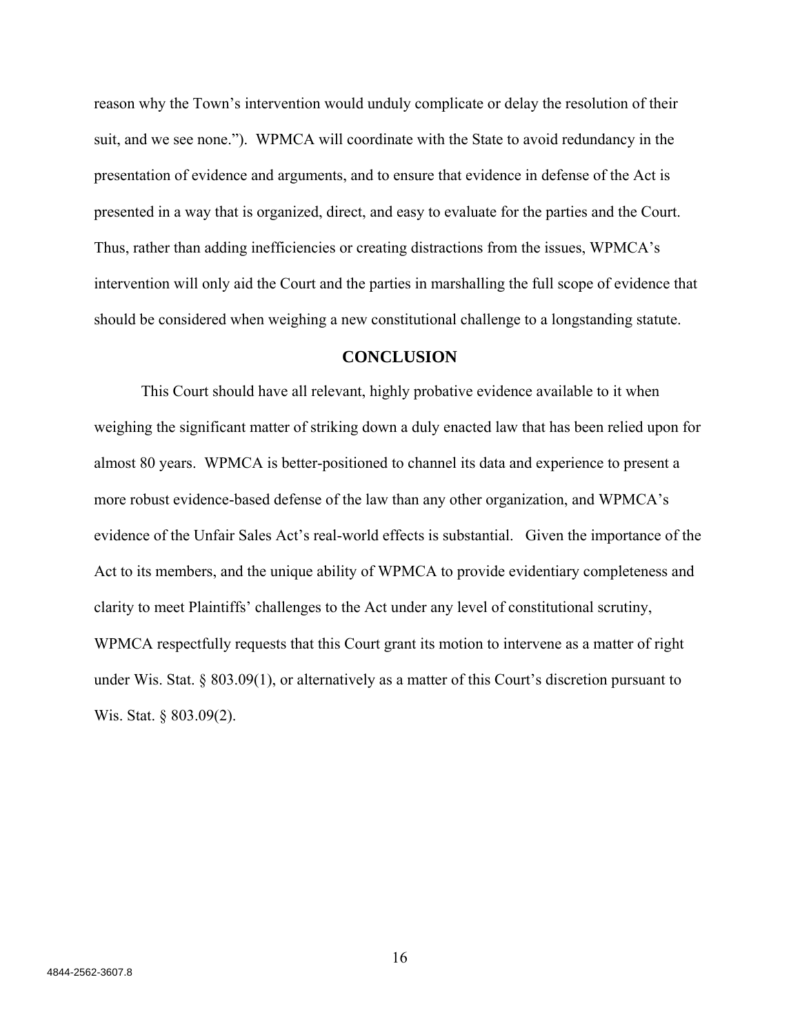reason why the Town's intervention would unduly complicate or delay the resolution of their suit, and we see none."). WPMCA will coordinate with the State to avoid redundancy in the presentation of evidence and arguments, and to ensure that evidence in defense of the Act is presented in a way that is organized, direct, and easy to evaluate for the parties and the Court. Thus, rather than adding inefficiencies or creating distractions from the issues, WPMCA's intervention will only aid the Court and the parties in marshalling the full scope of evidence that should be considered when weighing a new constitutional challenge to a longstanding statute.

## CONCLUSION

This Court should have all relevant, highly probative evidence available to it when weighing the significant matter of striking down a duly enacted law that has been relied upon for almost 80 years. WPMCA is better-positioned to channel its data and experience to present a more robust evidence-based defense of the law than any other organization, and WPMCA's evidence of the Unfair Sales Act's real-world effects is substantial. Given the importance of the Act to its members, and the unique ability of WPMCA to provide evidentiary completeness and clarity to meet Plaintiffs' challenges to the Act under any level of constitutional scrutiny, WPMCA respectfully requests that this Court grant its motion to intervene as a matter of right under Wis. Stat. § 803.09(1), or alternatively as a matter of this Court's discretion pursuant to Wis. Stat. § 803.09(2).

4844-2562-3607.8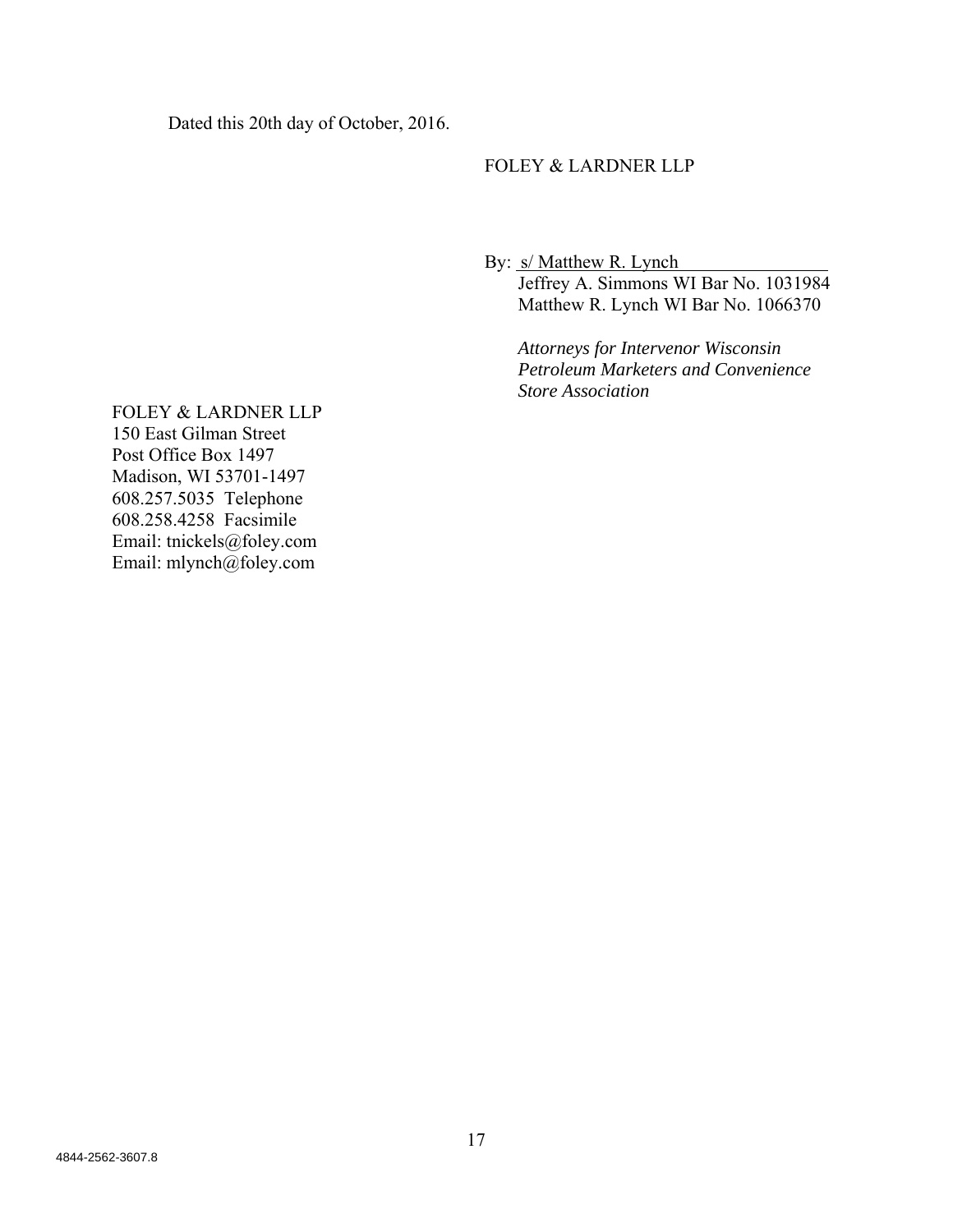Dated this 20th day of October, 2016.

FOLEY & LARDNER LLP

By: s/ Matthew R. Lynch
Jeffrey A. Simmons WI Bar No. 1031984
Matthew R. Lynch WI Bar No. 1066370

*Attorneys for Intervenor Wisconsin Petroleum Marketers and Convenience Store Association*

FOLEY & LARDNER LLP
150 East Gilman Street
Post Office Box 1497
Madison, WI 53701-1497
608.257.5035 Telephone
608.258.4258 Facsimile
Email: tnickels@foley.com
Email: mlynch@foley.com

4844-2562-3607.8